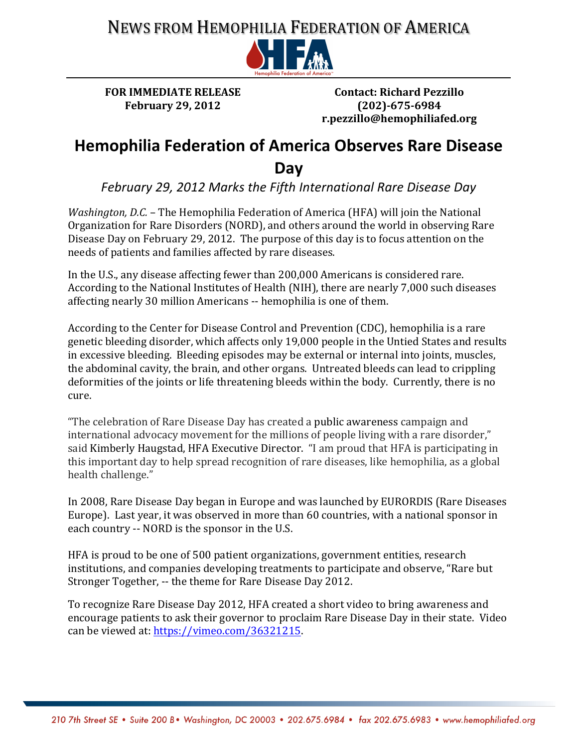# NEWS FROM HEMOPHILIA FEDERATION OF AMERICA

**FOR IMMEDIATE RELEASE**
**February 29, 2012**

**Contact: Richard Pezzillo**
**(202)-675-6984**
**r.pezzillo@hemophiliafed.org**

## Hemophilia Federation of America Observes Rare Disease Day

*February 29, 2012 Marks the Fifth International Rare Disease Day*

*Washington, D.C.* – The Hemophilia Federation of America (HFA) will join the National Organization for Rare Disorders (NORD), and others around the world in observing Rare Disease Day on February 29, 2012. The purpose of this day is to focus attention on the needs of patients and families affected by rare diseases.

In the U.S., any disease affecting fewer than 200,000 Americans is considered rare. According to the National Institutes of Health (NIH), there are nearly 7,000 such diseases affecting nearly 30 million Americans -- hemophilia is one of them.

According to the Center for Disease Control and Prevention (CDC), hemophilia is a rare genetic bleeding disorder, which affects only 19,000 people in the Untied States and results in excessive bleeding. Bleeding episodes may be external or internal into joints, muscles, the abdominal cavity, the brain, and other organs. Untreated bleeds can lead to crippling deformities of the joints or life threatening bleeds within the body. Currently, there is no cure.

"The celebration of Rare Disease Day has created a public awareness campaign and international advocacy movement for the millions of people living with a rare disorder," said Kimberly Haugstad, HFA Executive Director. "I am proud that HFA is participating in this important day to help spread recognition of rare diseases, like hemophilia, as a global health challenge."

In 2008, Rare Disease Day began in Europe and was launched by EURORDIS (Rare Diseases Europe). Last year, it was observed in more than 60 countries, with a national sponsor in each country -- NORD is the sponsor in the U.S.

HFA is proud to be one of 500 patient organizations, government entities, research institutions, and companies developing treatments to participate and observe, "Rare but Stronger Together, -- the theme for Rare Disease Day 2012.

To recognize Rare Disease Day 2012, HFA created a short video to bring awareness and encourage patients to ask their governor to proclaim Rare Disease Day in their state. Video can be viewed at: https://vimeo.com/36321215.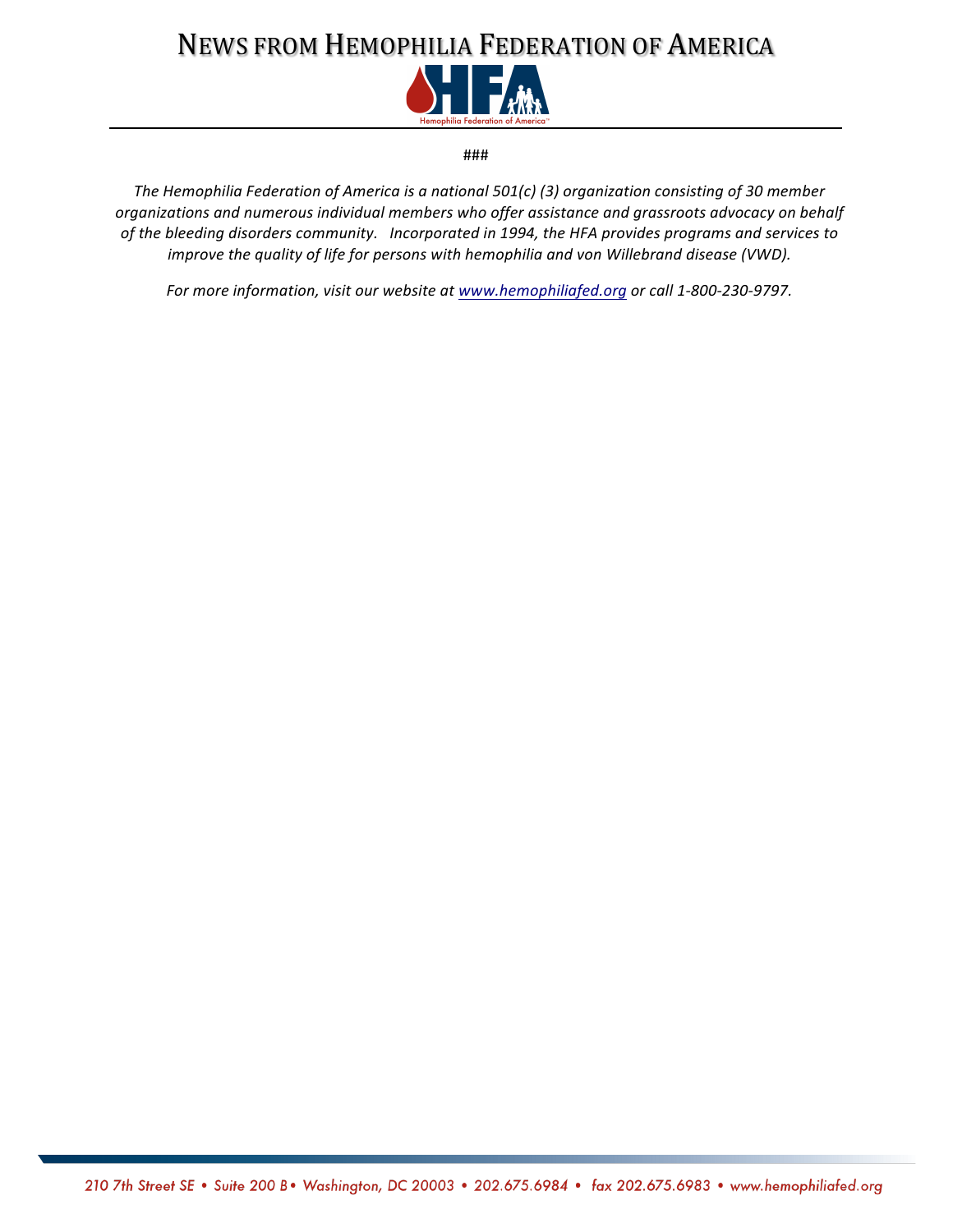###

*The Hemophilia Federation of America is a national 501(c) (3) organization consisting of 30 member organizations and numerous individual members who offer assistance and grassroots advocacy on behalf of the bleeding disorders community. Incorporated in 1994, the HFA provides programs and services to improve the quality of life for persons with hemophilia and von Willebrand disease (VWD).*

*For more information, visit our website at www.hemophiliafed.org or call 1-800-230-9797.*